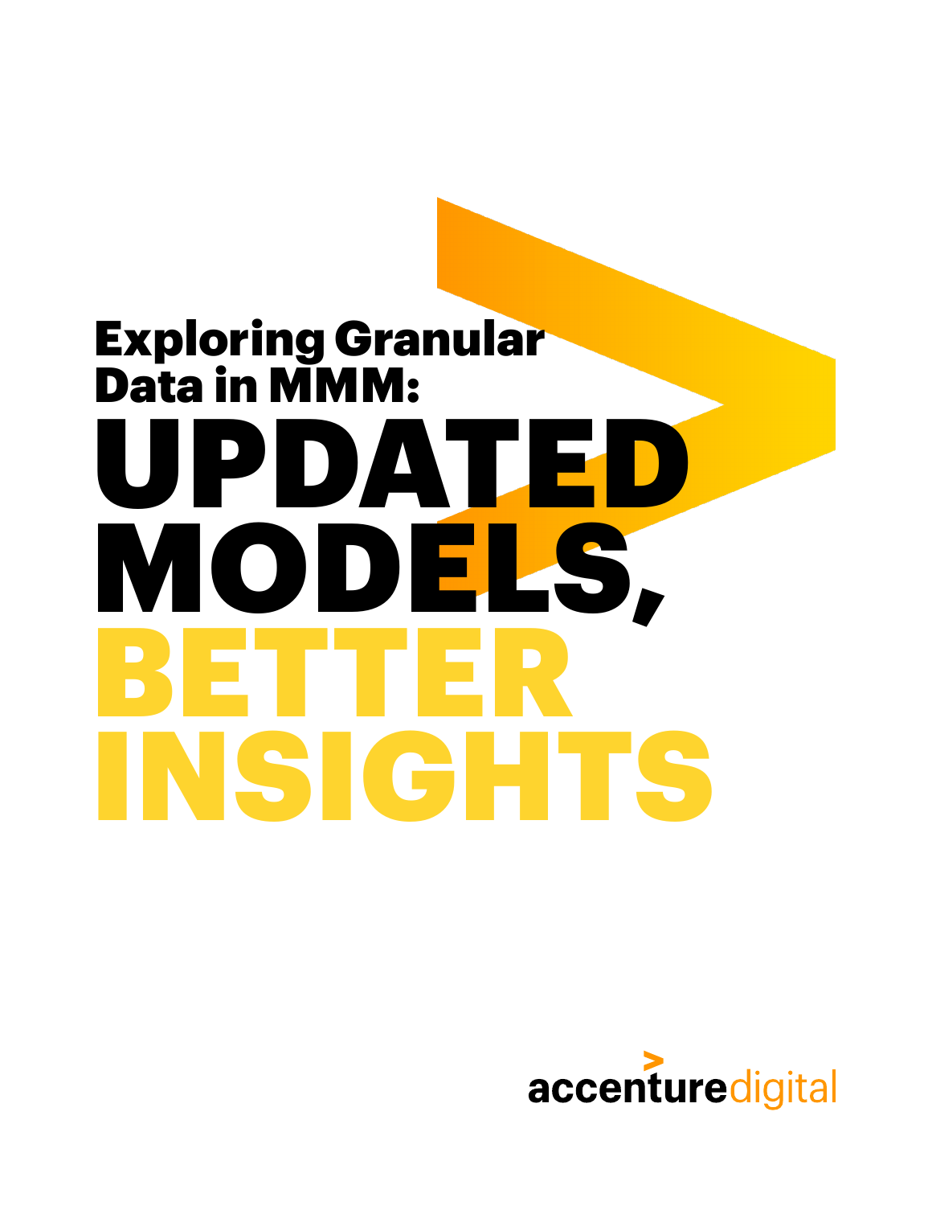# Exploring Granular Data in MMM:

# UPDATED MODELS, BETTER INSIGHTS

accenture digital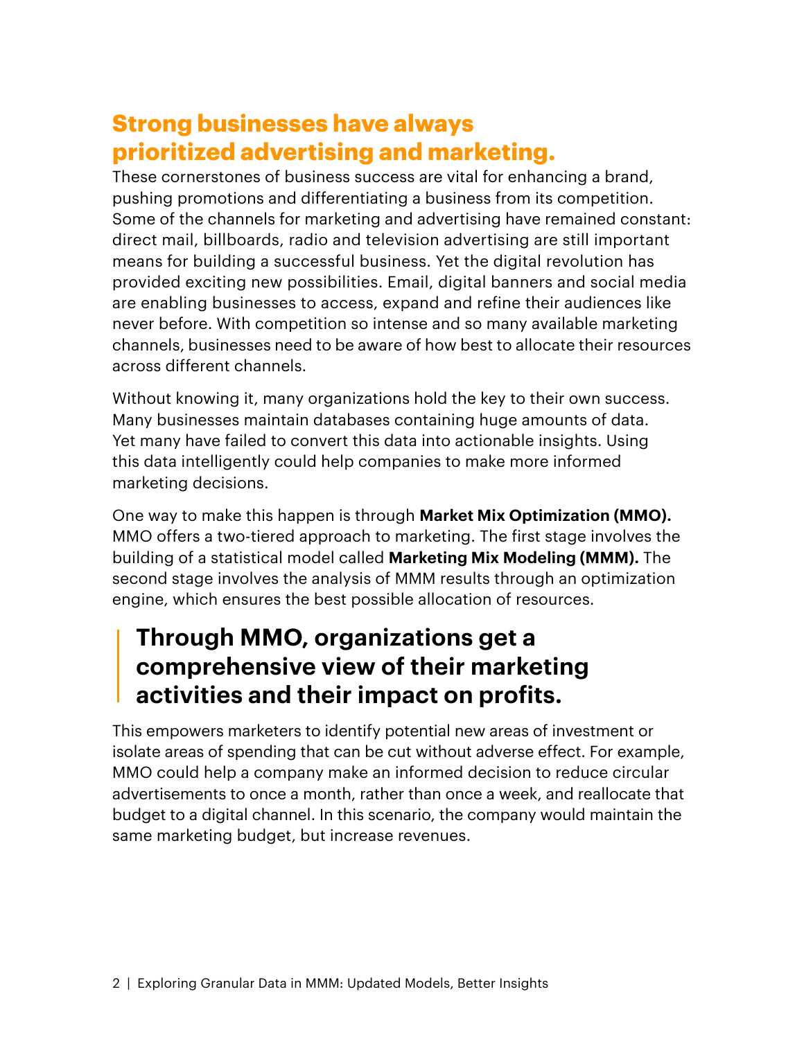## Strong businesses have always prioritized advertising and marketing.

These cornerstones of business success are vital for enhancing a brand, pushing promotions and differentiating a business from its competition. Some of the channels for marketing and advertising have remained constant: direct mail, billboards, radio and television advertising are still important means for building a successful business. Yet the digital revolution has provided exciting new possibilities. Email, digital banners and social media are enabling businesses to access, expand and refine their audiences like never before. With competition so intense and so many available marketing channels, businesses need to be aware of how best to allocate their resources across different channels.

Without knowing it, many organizations hold the key to their own success. Many businesses maintain databases containing huge amounts of data. Yet many have failed to convert this data into actionable insights. Using this data intelligently could help companies to make more informed marketing decisions.

One way to make this happen is through **Market Mix Optimization (MMO).** MMO offers a two-tiered approach to marketing. The first stage involves the building of a statistical model called **Marketing Mix Modeling (MMM).** The second stage involves the analysis of MMM results through an optimization engine, which ensures the best possible allocation of resources.

> **Through MMO, organizations get a comprehensive view of their marketing activities and their impact on profits.**

This empowers marketers to identify potential new areas of investment or isolate areas of spending that can be cut without adverse effect. For example, MMO could help a company make an informed decision to reduce circular advertisements to once a month, rather than once a week, and reallocate that budget to a digital channel. In this scenario, the company would maintain the same marketing budget, but increase revenues.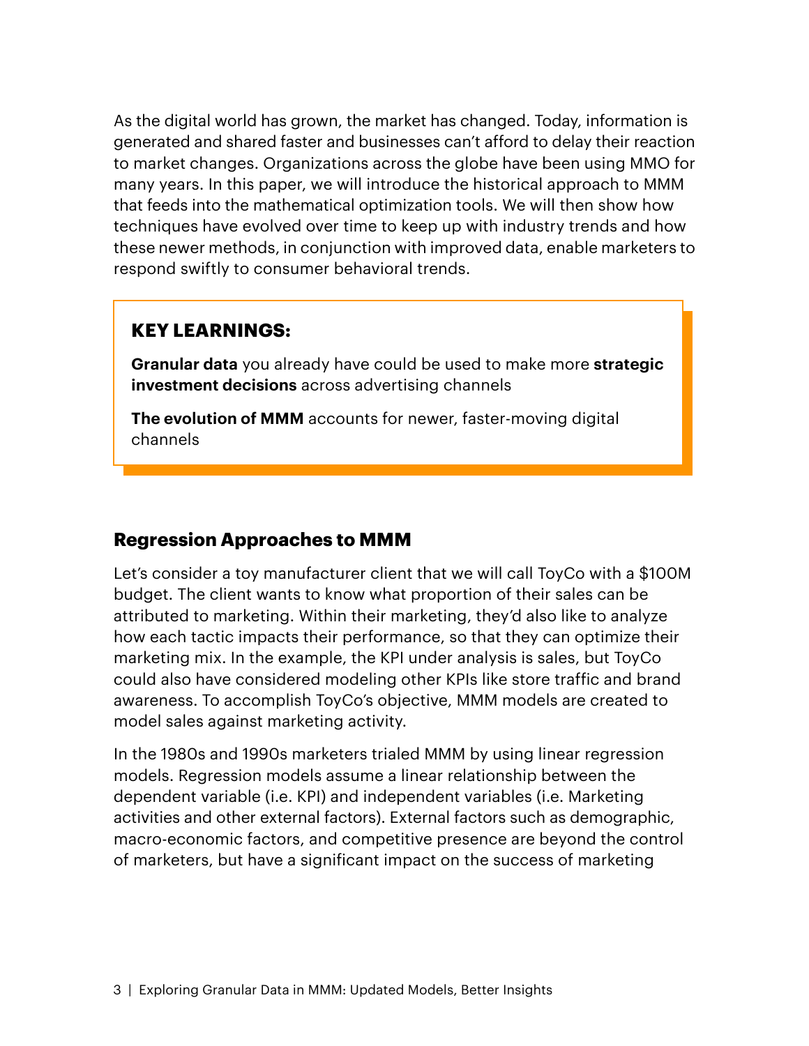As the digital world has grown, the market has changed. Today, information is generated and shared faster and businesses can't afford to delay their reaction to market changes. Organizations across the globe have been using MMO for many years. In this paper, we will introduce the historical approach to MMM that feeds into the mathematical optimization tools. We will then show how techniques have evolved over time to keep up with industry trends and how these newer methods, in conjunction with improved data, enable marketers to respond swiftly to consumer behavioral trends.

> **KEY LEARNINGS:**
>
> **Granular data** you already have could be used to make more **strategic investment decisions** across advertising channels
>
> **The evolution of MMM** accounts for newer, faster-moving digital channels

## Regression Approaches to MMM

Let's consider a toy manufacturer client that we will call ToyCo with a $100M budget. The client wants to know what proportion of their sales can be attributed to marketing. Within their marketing, they'd also like to analyze how each tactic impacts their performance, so that they can optimize their marketing mix. In the example, the KPI under analysis is sales, but ToyCo could also have considered modeling other KPIs like store traffic and brand awareness. To accomplish ToyCo's objective, MMM models are created to model sales against marketing activity.

In the 1980s and 1990s marketers trialed MMM by using linear regression models. Regression models assume a linear relationship between the dependent variable (i.e. KPI) and independent variables (i.e. Marketing activities and other external factors). External factors such as demographic, macro-economic factors, and competitive presence are beyond the control of marketers, but have a significant impact on the success of marketing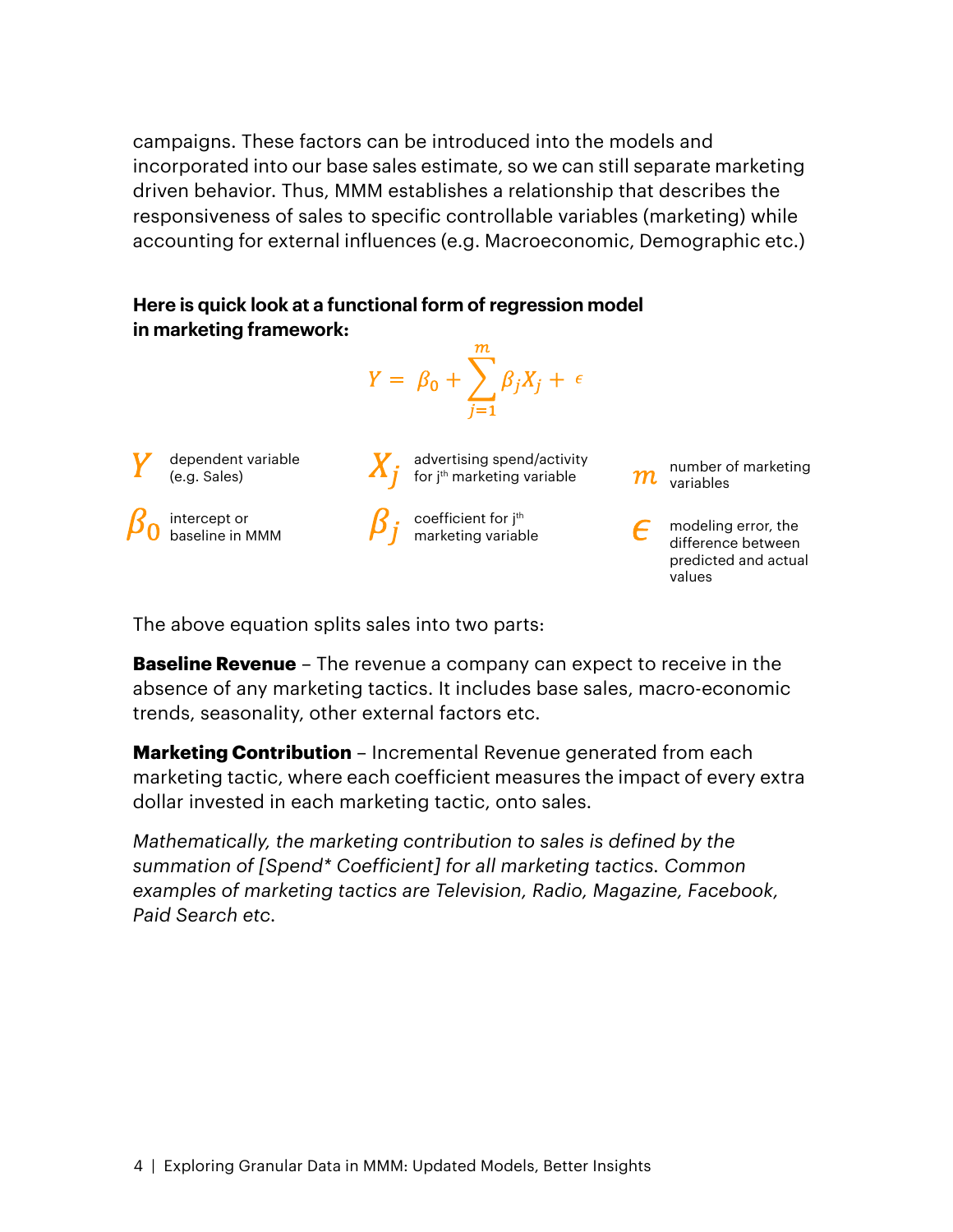campaigns. These factors can be introduced into the models and incorporated into our base sales estimate, so we can still separate marketing driven behavior. Thus, MMM establishes a relationship that describes the responsiveness of sales to specific controllable variables (marketing) while accounting for external influences (e.g. Macroeconomic, Demographic etc.)

**Here is quick look at a functional form of regression model in marketing framework:**

$$Y = \beta_0 + \sum_{j=1}^{m} \beta_j X_j + \epsilon$$

- $Y$ dependent variable (e.g. Sales)
- $X_j$ advertising spend/activity for j[th] marketing variable
- $m$ number of marketing variables
- $\beta_0$ intercept or baseline in MMM
- $\beta_j$ coefficent for j[th] marketing variable
- $\epsilon$ modeling error, the difference between predicted and actual values

The above equation splits sales into two parts:

**Baseline Revenue** – The revenue a company can expect to receive in the absence of any marketing tactics. It includes base sales, macro-economic trends, seasonality, other external factors etc.

**Marketing Contribution** – Incremental Revenue generated from each marketing tactic, where each coefficient measures the impact of every extra dollar invested in each marketing tactic, onto sales.

*Mathematically, the marketing contribution to sales is defined by the summation of [Spend* Coefficient] for all marketing tactics. Common examples of marketing tactics are Television, Radio, Magazine, Facebook, Paid Search etc.*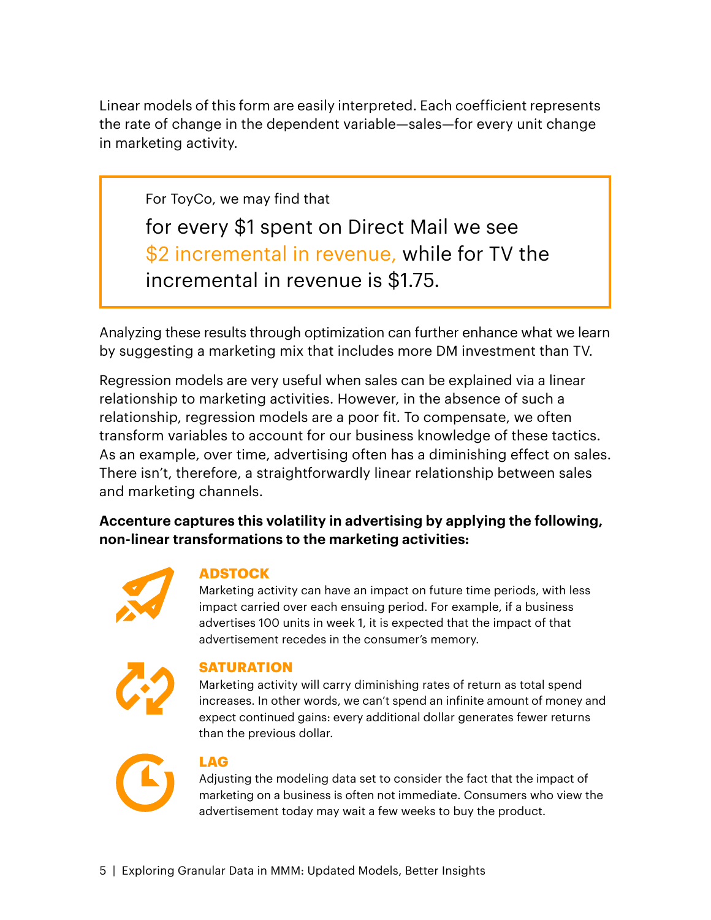Linear models of this form are easily interpreted. Each coefficient represents the rate of change in the dependent variable—sales—for every unit change in marketing activity.

> For ToyCo, we may find that
>
> for every $1 spent on Direct Mail we see $2 incremental in revenue, while for TV the incremental in revenue is $1.75.

Analyzing these results through optimization can further enhance what we learn by suggesting a marketing mix that includes more DM investment than TV.

Regression models are very useful when sales can be explained via a linear relationship to marketing activities. However, in the absence of such a relationship, regression models are a poor fit. To compensate, we often transform variables to account for our business knowledge of these tactics. As an example, over time, advertising often has a diminishing effect on sales. There isn't, therefore, a straightforwardly linear relationship between sales and marketing channels.

**Accenture captures this volatility in advertising by applying the following, non-linear transformations to the marketing activities:**

### ADSTOCK

Marketing activity can have an impact on future time periods, with less impact carried over each ensuing period. For example, if a business advertises 100 units in week 1, it is expected that the impact of that advertisement recedes in the consumer's memory.

### SATURATION

Marketing activity will carry diminishing rates of return as total spend increases. In other words, we can't spend an infinite amount of money and expect continued gains: every additional dollar generates fewer returns than the previous dollar.

### LAG

Adjusting the modeling data set to consider the fact that the impact of marketing on a business is often not immediate. Consumers who view the advertisement today may wait a few weeks to buy the product.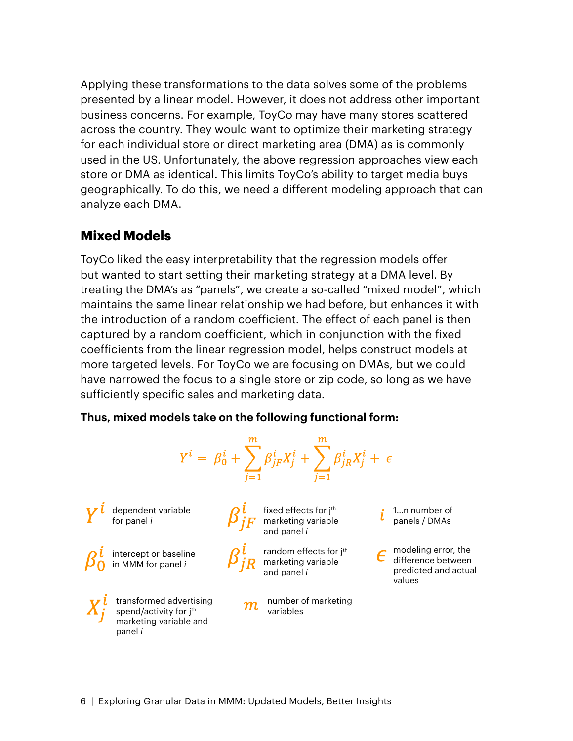Applying these transformations to the data solves some of the problems presented by a linear model. However, it does not address other important business concerns. For example, ToyCo may have many stores scattered across the country. They would want to optimize their marketing strategy for each individual store or direct marketing area (DMA) as is commonly used in the US. Unfortunately, the above regression approaches view each store or DMA as identical. This limits ToyCo's ability to target media buys geographically. To do this, we need a different modeling approach that can analyze each DMA.

## Mixed Models

ToyCo liked the easy interpretability that the regression models offer but wanted to start setting their marketing strategy at a DMA level. By treating the DMA's as "panels", we create a so-called "mixed model", which maintains the same linear relationship we had before, but enhances it with the introduction of a random coefficient. The effect of each panel is then captured by a random coefficient, which in conjunction with the fixed coefficients from the linear regression model, helps construct models at more targeted levels. For ToyCo we are focusing on DMAs, but we could have narrowed the focus to a single store or zip code, so long as we have sufficiently specific sales and marketing data.

**Thus, mixed models take on the following functional form:**

$$Y^i = \beta_0^i + \sum_{j=1}^{m} \beta_{jF}^i X_j^i + \sum_{j=1}^{m} \beta_{jR}^i X_j^i + \epsilon$$

- $Y^i$ dependent variable for panel *i*
- $\beta_0^i$ intercept or baseline in MMM for panel *i*
- $X_j^i$ transformed advertising spend/activity for j[th] marketing variable and panel *i*
- $\beta_{jF}^i$ fixed effects for j[th] marketing variable and panel *i*
- $\beta_{jR}^i$ random effects for j[th] marketing variable and panel *i*
- $m$ number of marketing variables
- $i$ 1...n number of panels / DMAs
- $\epsilon$ modeling error, the difference between predicted and actual values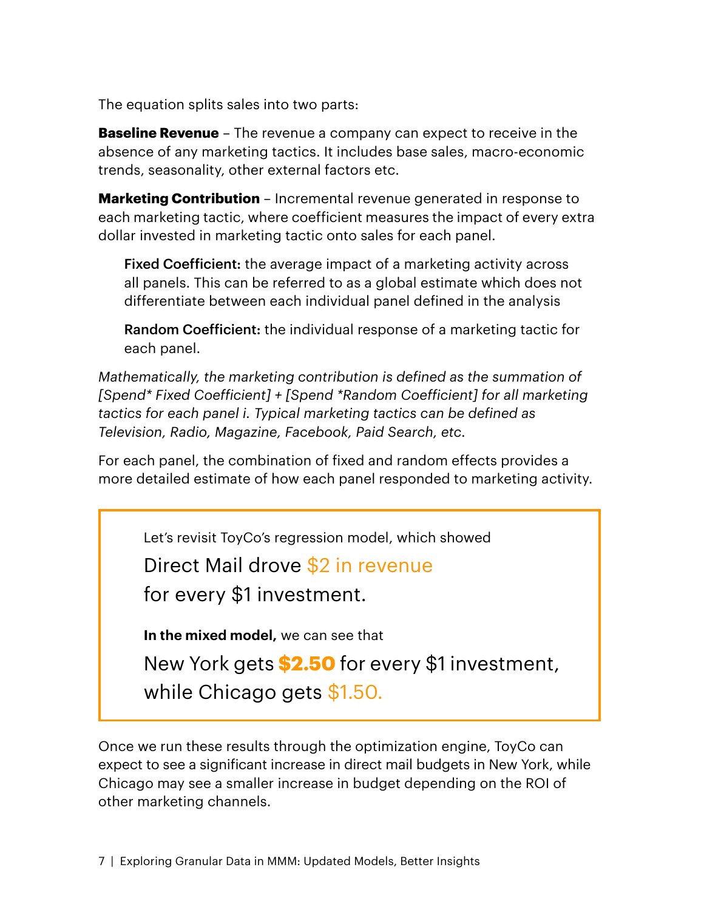The equation splits sales into two parts:

**Baseline Revenue** – The revenue a company can expect to receive in the absence of any marketing tactics. It includes base sales, macro-economic trends, seasonality, other external factors etc.

**Marketing Contribution** – Incremental revenue generated in response to each marketing tactic, where coefficient measures the impact of every extra dollar invested in marketing tactic onto sales for each panel.

> **Fixed Coefficient:** the average impact of a marketing activity across all panels. This can be referred to as a global estimate which does not differentiate between each individual panel defined in the analysis
>
> **Random Coefficient:** the individual response of a marketing tactic for each panel.

*Mathematically, the marketing contribution is defined as the summation of [Spend* Fixed Coefficient] + [Spend *Random Coefficient] for all marketing tactics for each panel i. Typical marketing tactics can be defined as Television, Radio, Magazine, Facebook, Paid Search, etc.*

For each panel, the combination of fixed and random effects provides a more detailed estimate of how each panel responded to marketing activity.

> Let's revisit ToyCo's regression model, which showed
>
> Direct Mail drove $2 in revenue for every $1 investment.
>
> **In the mixed model,** we can see that
>
> New York gets **$2.50** for every $1 investment, while Chicago gets $1.50.

Once we run these results through the optimization engine, ToyCo can expect to see a significant increase in direct mail budgets in New York, while Chicago may see a smaller increase in budget depending on the ROI of other marketing channels.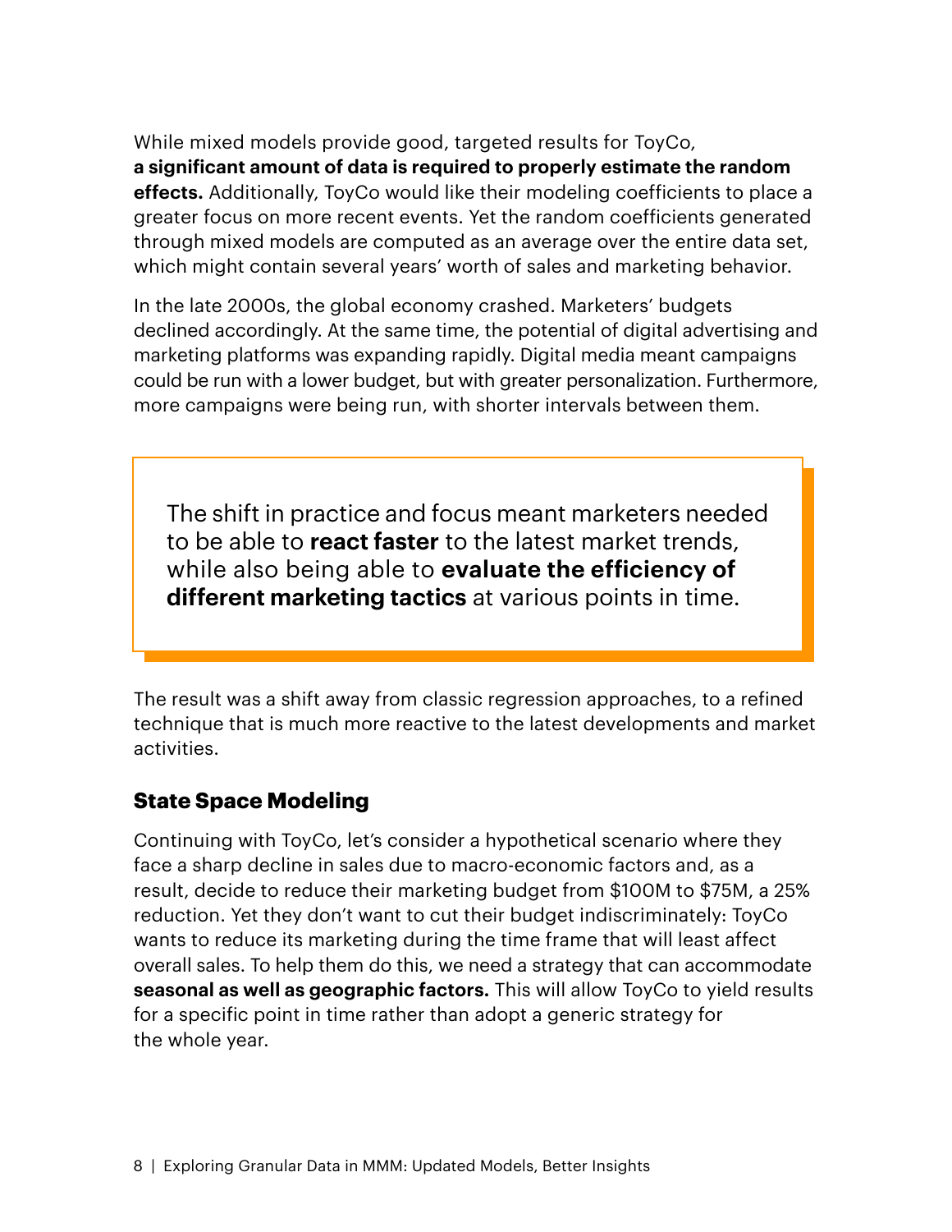While mixed models provide good, targeted results for ToyCo, **a significant amount of data is required to properly estimate the random effects.** Additionally, ToyCo would like their modeling coefficients to place a greater focus on more recent events. Yet the random coefficients generated through mixed models are computed as an average over the entire data set, which might contain several years' worth of sales and marketing behavior.

In the late 2000s, the global economy crashed. Marketers' budgets declined accordingly. At the same time, the potential of digital advertising and marketing platforms was expanding rapidly. Digital media meant campaigns could be run with a lower budget, but with greater personalization. Furthermore, more campaigns were being run, with shorter intervals between them.

> The shift in practice and focus meant marketers needed to be able to **react faster** to the latest market trends, while also being able to **evaluate the efficiency of different marketing tactics** at various points in time.

The result was a shift away from classic regression approaches, to a refined technique that is much more reactive to the latest developments and market activities.

### State Space Modeling

Continuing with ToyCo, let's consider a hypothetical scenario where they face a sharp decline in sales due to macro-economic factors and, as a result, decide to reduce their marketing budget from $100M to $75M, a 25% reduction. Yet they don't want to cut their budget indiscriminately: ToyCo wants to reduce its marketing during the time frame that will least affect overall sales. To help them do this, we need a strategy that can accommodate **seasonal as well as geographic factors.** This will allow ToyCo to yield results for a specific point in time rather than adopt a generic strategy for the whole year.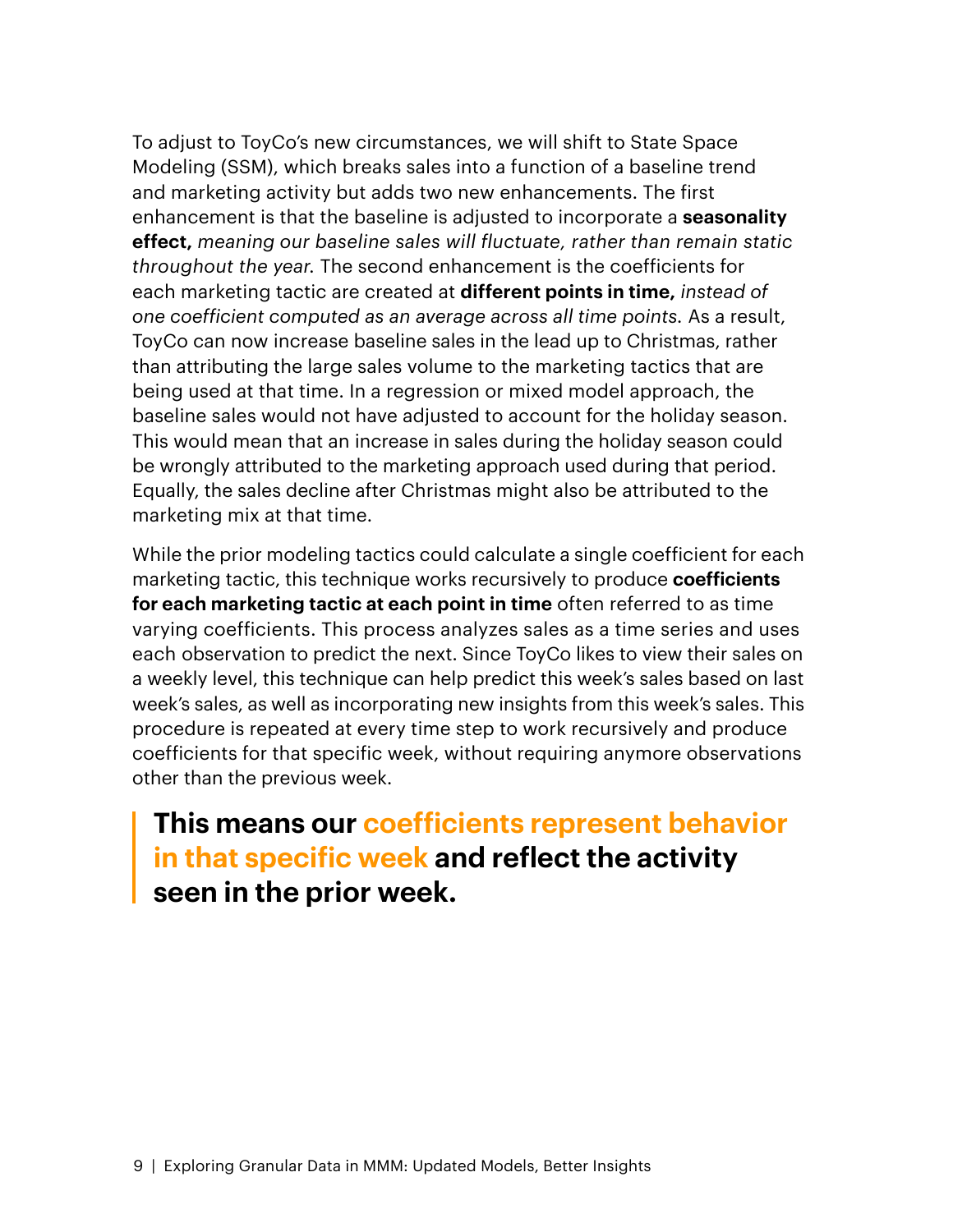To adjust to ToyCo's new circumstances, we will shift to State Space Modeling (SSM), which breaks sales into a function of a baseline trend and marketing activity but adds two new enhancements. The first enhancement is that the baseline is adjusted to incorporate a **seasonality effect,** *meaning our baseline sales will fluctuate, rather than remain static throughout the year.* The second enhancement is the coefficients for each marketing tactic are created at **different points in time,** *instead of one coefficient computed as an average across all time points.* As a result, ToyCo can now increase baseline sales in the lead up to Christmas, rather than attributing the large sales volume to the marketing tactics that are being used at that time. In a regression or mixed model approach, the baseline sales would not have adjusted to account for the holiday season. This would mean that an increase in sales during the holiday season could be wrongly attributed to the marketing approach used during that period. Equally, the sales decline after Christmas might also be attributed to the marketing mix at that time.

While the prior modeling tactics could calculate a single coefficient for each marketing tactic, this technique works recursively to produce **coefficients for each marketing tactic at each point in time** often referred to as time varying coefficients. This process analyzes sales as a time series and uses each observation to predict the next. Since ToyCo likes to view their sales on a weekly level, this technique can help predict this week's sales based on last week's sales, as well as incorporating new insights from this week's sales. This procedure is repeated at every time step to work recursively and produce coefficients for that specific week, without requiring anymore observations other than the previous week.

> **This means our coefficients represent behavior in that specific week and reflect the activity seen in the prior week.**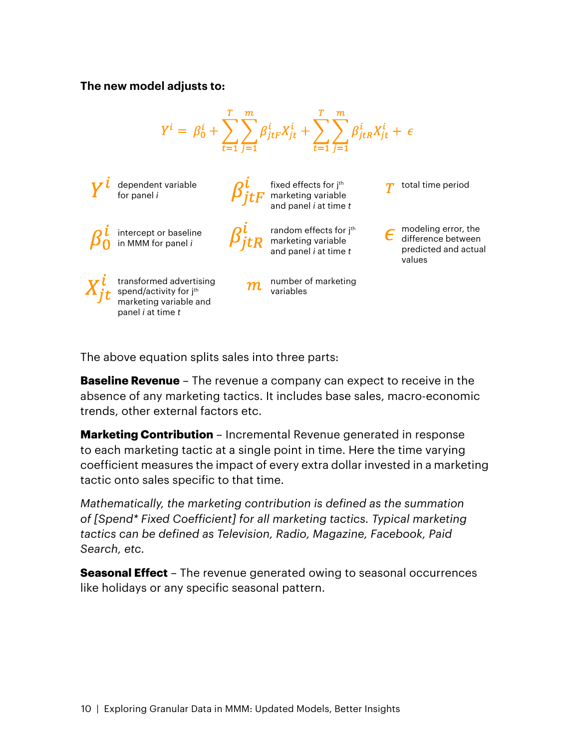**The new model adjusts to:**

$$Y^i = \beta_0^i + \sum_{t=1}^{T}\sum_{j=1}^{m} \beta_{jtF}^i X_{jt}^i + \sum_{t=1}^{T}\sum_{j=1}^{m} \beta_{jtR}^i X_{jt}^i + \epsilon$$

$Y^i$ dependent variable for panel *i*

$\beta_0^i$ intercept or baseline in MMM for panel *i*

$X_{jt}^i$ transformed advertising spend/activity for j[th] marketing variable and panel *i* at time *t*

$\beta_{jtF}^i$ fixed effects for j[th] marketing variable and panel *i* at time *t*

$\beta_{jtR}^i$ random effects for j[th] marketing variable and panel *i* at time *t*

$m$ number of marketing variables

$T$ total time period

$\epsilon$ modeling error, the difference between predicted and actual values

The above equation splits sales into three parts:

**Baseline Revenue** – The revenue a company can expect to receive in the absence of any marketing tactics. It includes base sales, macro-economic trends, other external factors etc.

**Marketing Contribution** – Incremental Revenue generated in response to each marketing tactic at a single point in time. Here the time varying coefficient measures the impact of every extra dollar invested in a marketing tactic onto sales specific to that time.

*Mathematically, the marketing contribution is defined as the summation of [Spend* Fixed Coefficient] for all marketing tactics. Typical marketing tactics can be defined as Television, Radio, Magazine, Facebook, Paid Search, etc.*

**Seasonal Effect** – The revenue generated owing to seasonal occurrences like holidays or any specific seasonal pattern.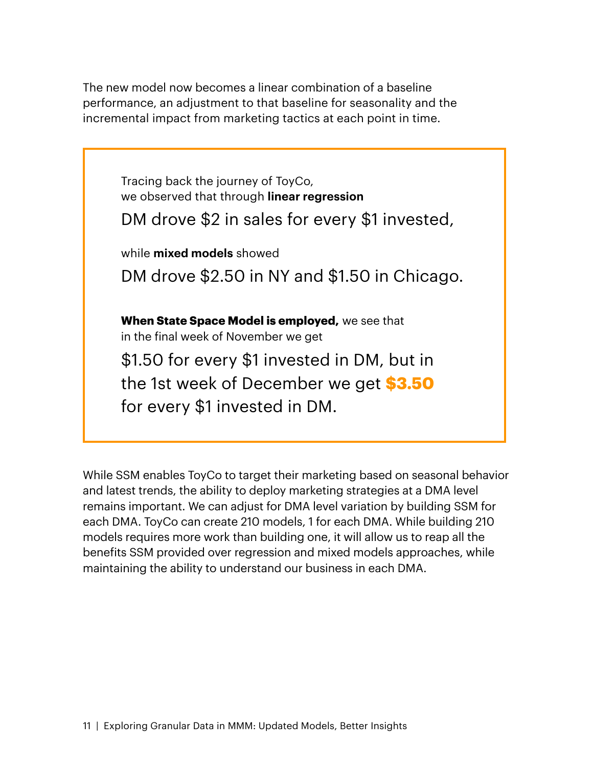The new model now becomes a linear combination of a baseline performance, an adjustment to that baseline for seasonality and the incremental impact from marketing tactics at each point in time.

> Tracing back the journey of ToyCo,
> we observed that through **linear regression**
>
> DM drove $2 in sales for every $1 invested,
>
> while **mixed models** showed
>
> DM drove $2.50 in NY and $1.50 in Chicago.
>
> **When State Space Model is employed,** we see that in the final week of November we get
>
> $1.50 for every $1 invested in DM, but in the 1st week of December we get **$3.50** for every $1 invested in DM.

While SSM enables ToyCo to target their marketing based on seasonal behavior and latest trends, the ability to deploy marketing strategies at a DMA level remains important. We can adjust for DMA level variation by building SSM for each DMA. ToyCo can create 210 models, 1 for each DMA. While building 210 models requires more work than building one, it will allow us to reap all the benefits SSM provided over regression and mixed models approaches, while maintaining the ability to understand our business in each DMA.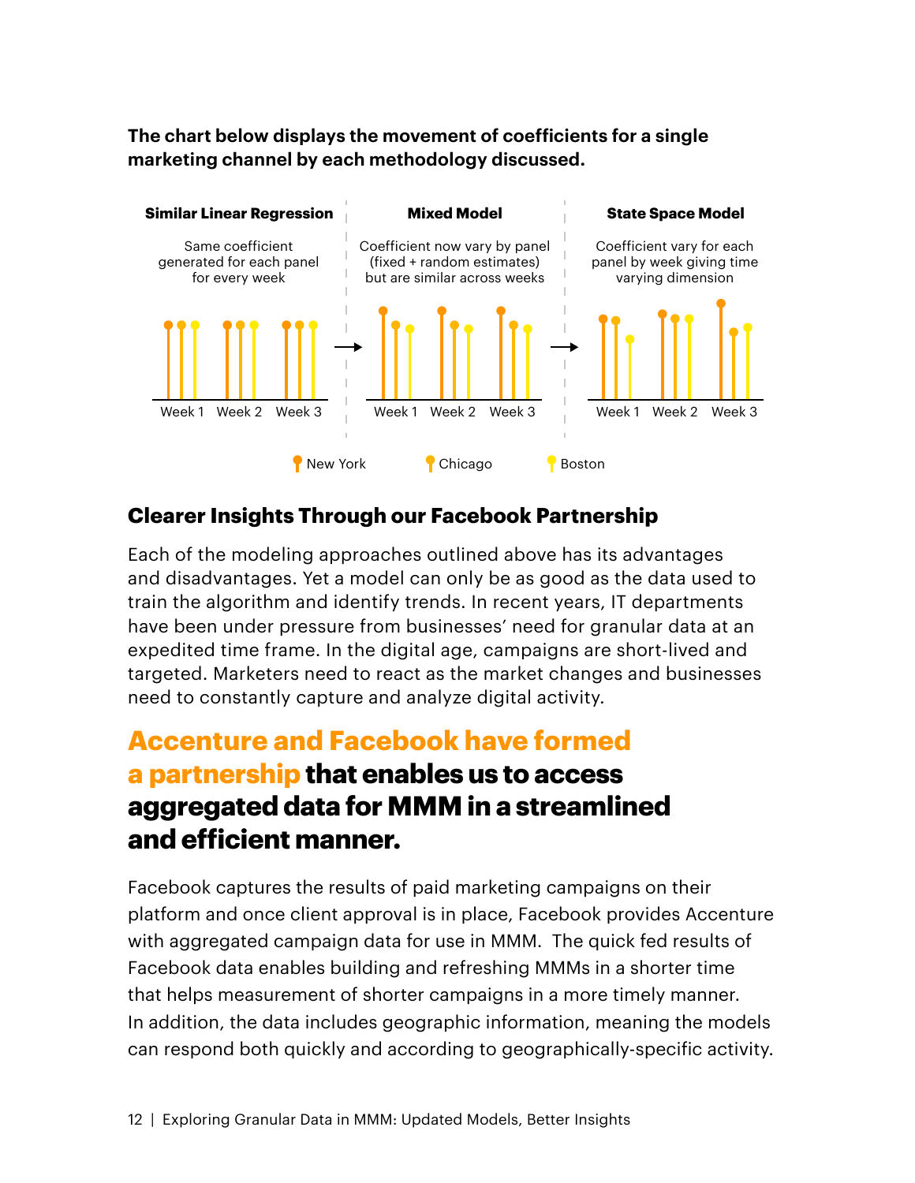**The chart below displays the movement of coefficients for a single marketing channel by each methodology discussed.**

**Similar Linear Regression**

Same coefficient generated for each panel for every week

**Mixed Model**

Coefficient now vary by panel (fixed + random estimates) but are similar across weeks

**State Space Model**

Coefficient vary for each panel by week giving time varying dimension

Week 1 Week 2 Week 3

New York Chicago Boston

## Clearer Insights Through our Facebook Partnership

Each of the modeling approaches outlined above has its advantages and disadvantages. Yet a model can only be as good as the data used to train the algorithm and identify trends. In recent years, IT departments have been under pressure from businesses' need for granular data at an expedited time frame. In the digital age, campaigns are short-lived and targeted. Marketers need to react as the market changes and businesses need to constantly capture and analyze digital activity.

## Accenture and Facebook have formed a partnership that enables us to access aggregated data for MMM in a streamlined and efficient manner.

Facebook captures the results of paid marketing campaigns on their platform and once client approval is in place, Facebook provides Accenture with aggregated campaign data for use in MMM. The quick fed results of Facebook data enables building and refreshing MMMs in a shorter time that helps measurement of shorter campaigns in a more timely manner. In addition, the data includes geographic information, meaning the models can respond both quickly and according to geographically-specific activity.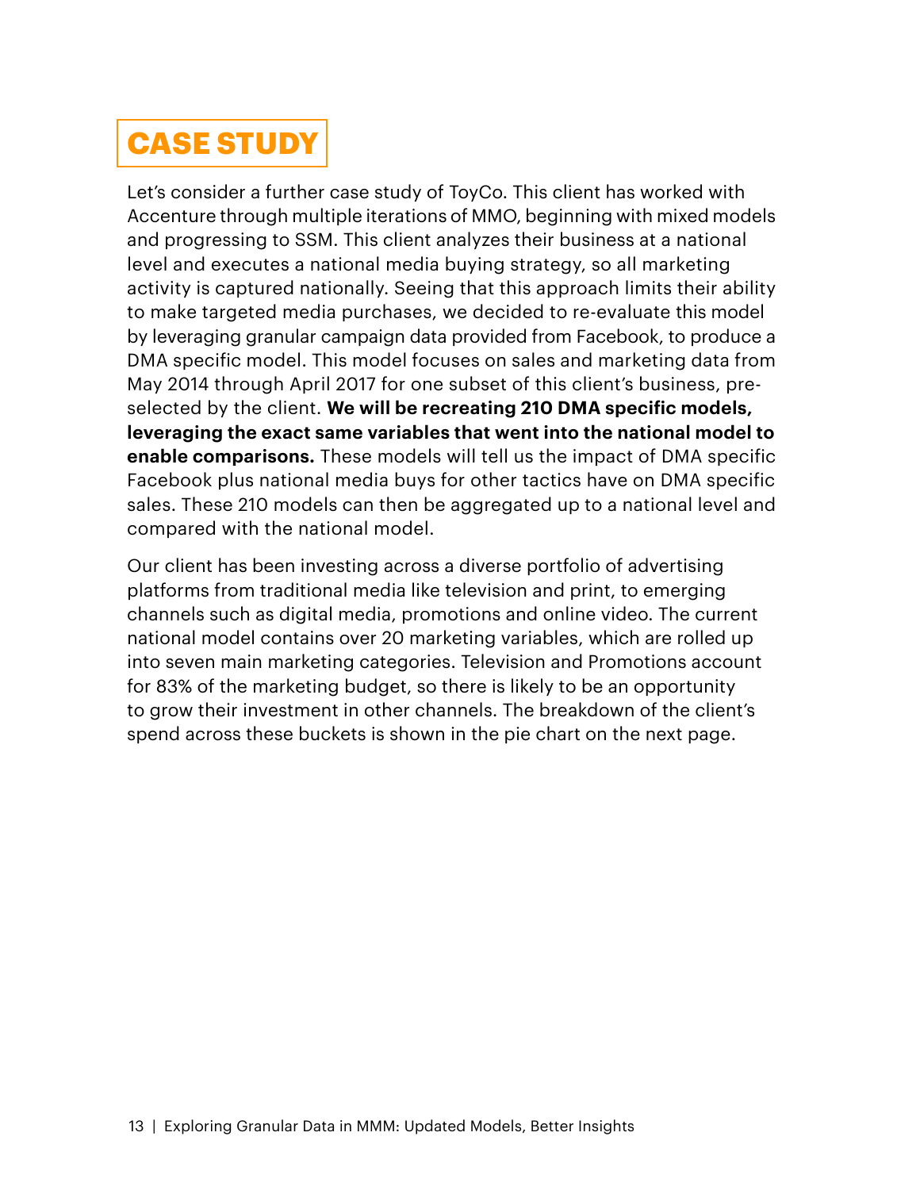## CASE STUDY

Let's consider a further case study of ToyCo. This client has worked with Accenture through multiple iterations of MMO, beginning with mixed models and progressing to SSM. This client analyzes their business at a national level and executes a national media buying strategy, so all marketing activity is captured nationally. Seeing that this approach limits their ability to make targeted media purchases, we decided to re-evaluate this model by leveraging granular campaign data provided from Facebook, to produce a DMA specific model. This model focuses on sales and marketing data from May 2014 through April 2017 for one subset of this client's business, pre-selected by the client. **We will be recreating 210 DMA specific models, leveraging the exact same variables that went into the national model to enable comparisons.** These models will tell us the impact of DMA specific Facebook plus national media buys for other tactics have on DMA specific sales. These 210 models can then be aggregated up to a national level and compared with the national model.

Our client has been investing across a diverse portfolio of advertising platforms from traditional media like television and print, to emerging channels such as digital media, promotions and online video. The current national model contains over 20 marketing variables, which are rolled up into seven main marketing categories. Television and Promotions account for 83% of the marketing budget, so there is likely to be an opportunity to grow their investment in other channels. The breakdown of the client's spend across these buckets is shown in the pie chart on the next page.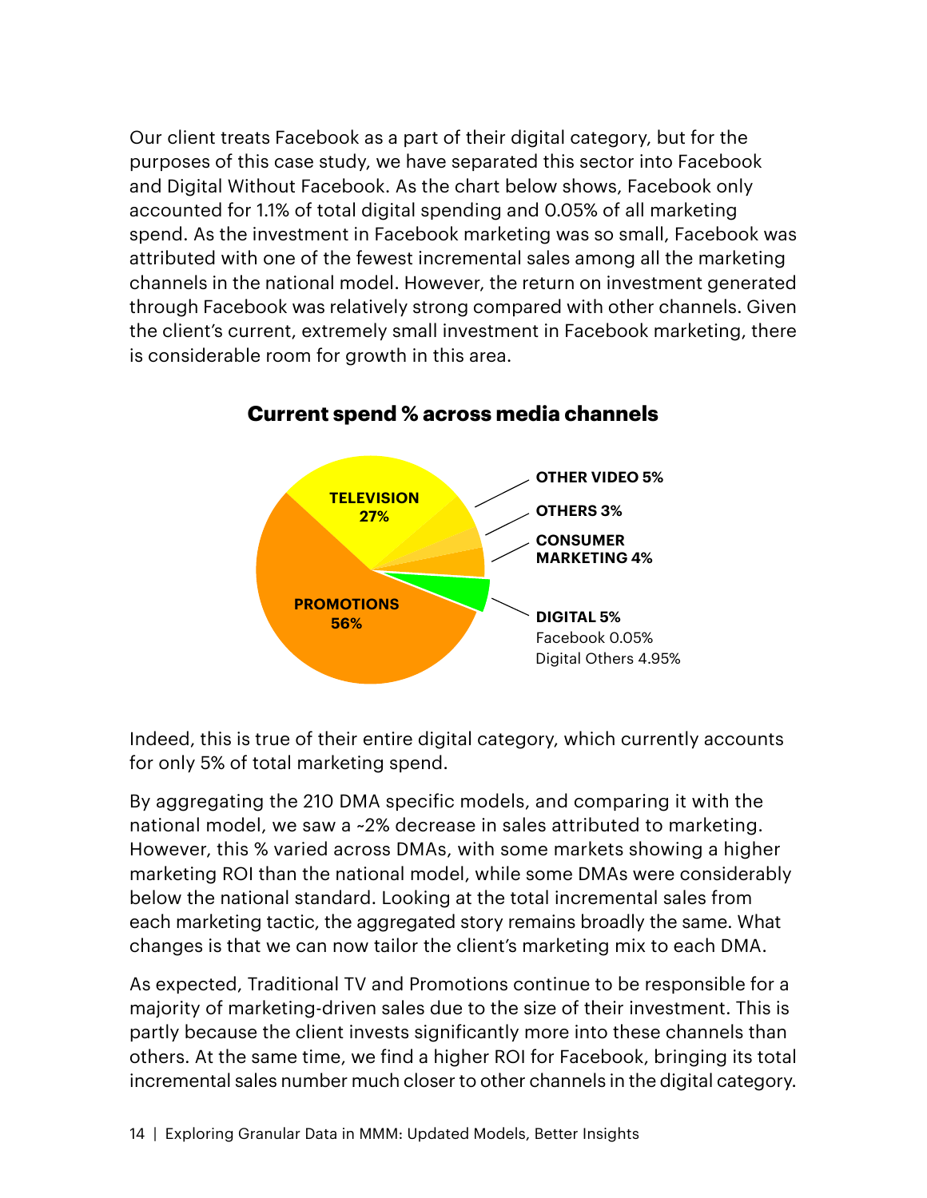Our client treats Facebook as a part of their digital category, but for the purposes of this case study, we have separated this sector into Facebook and Digital Without Facebook. As the chart below shows, Facebook only accounted for 1.1% of total digital spending and 0.05% of all marketing spend. As the investment in Facebook marketing was so small, Facebook was attributed with one of the fewest incremental sales among all the marketing channels in the national model. However, the return on investment generated through Facebook was relatively strong compared with other channels. Given the client's current, extremely small investment in Facebook marketing, there is considerable room for growth in this area.

**Current spend % across media channels**

- TELEVISION 27%
- OTHER VIDEO 5%
- OTHERS 3%
- CONSUMER MARKETING 4%
- DIGITAL 5%
  - Facebook 0.05%
  - Digital Others 4.95%
- PROMOTIONS 56%

Indeed, this is true of their entire digital category, which currently accounts for only 5% of total marketing spend.

By aggregating the 210 DMA specific models, and comparing it with the national model, we saw a ~2% decrease in sales attributed to marketing. However, this % varied across DMAs, with some markets showing a higher marketing ROI than the national model, while some DMAs were considerably below the national standard. Looking at the total incremental sales from each marketing tactic, the aggregated story remains broadly the same. What changes is that we can now tailor the client's marketing mix to each DMA.

As expected, Traditional TV and Promotions continue to be responsible for a majority of marketing-driven sales due to the size of their investment. This is partly because the client invests significantly more into these channels than others. At the same time, we find a higher ROI for Facebook, bringing its total incremental sales number much closer to other channels in the digital category.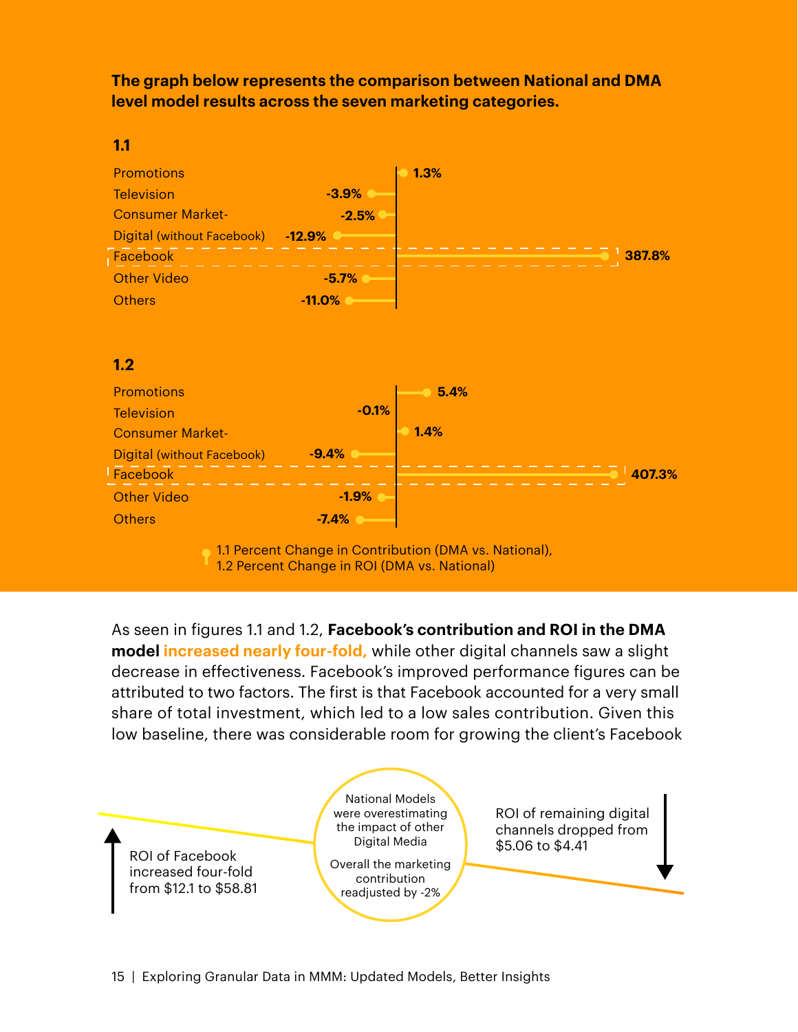**The graph below represents the comparison between National and DMA level model results across the seven marketing categories.**

**1.1**

| Category | Percent Change |
|---|---|
| Promotions | 1.3% |
| Television | -3.9% |
| Consumer Market- | -2.5% |
| Digital (without Facebook) | -12.9% |
| Facebook | 387.8% |
| Other Video | -5.7% |
| Others | -11.0% |

**1.2**

| Category | Percent Change |
|---|---|
| Promotions | 5.4% |
| Television | -0.1% |
| Consumer Market- | 1.4% |
| Digital (without Facebook) | -9.4% |
| Facebook | 407.3% |
| Other Video | -1.9% |
| Others | -7.4% |

1.1 Percent Change in Contribution (DMA vs. National),
1.2 Percent Change in ROI (DMA vs. National)

As seen in figures 1.1 and 1.2, **Facebook's contribution and ROI in the DMA model increased nearly four-fold,** while other digital channels saw a slight decrease in effectiveness. Facebook's improved performance figures can be attributed to two factors. The first is that Facebook accounted for a very small share of total investment, which led to a low sales contribution. Given this low baseline, there was considerable room for growing the client's Facebook

ROI of Facebook increased four-fold from $12.1 to $58.81

National Models were overestimating the impact of other Digital Media

Overall the marketing contribution readjusted by -2%

ROI of remaining digital channels dropped from $5.06 to $4.41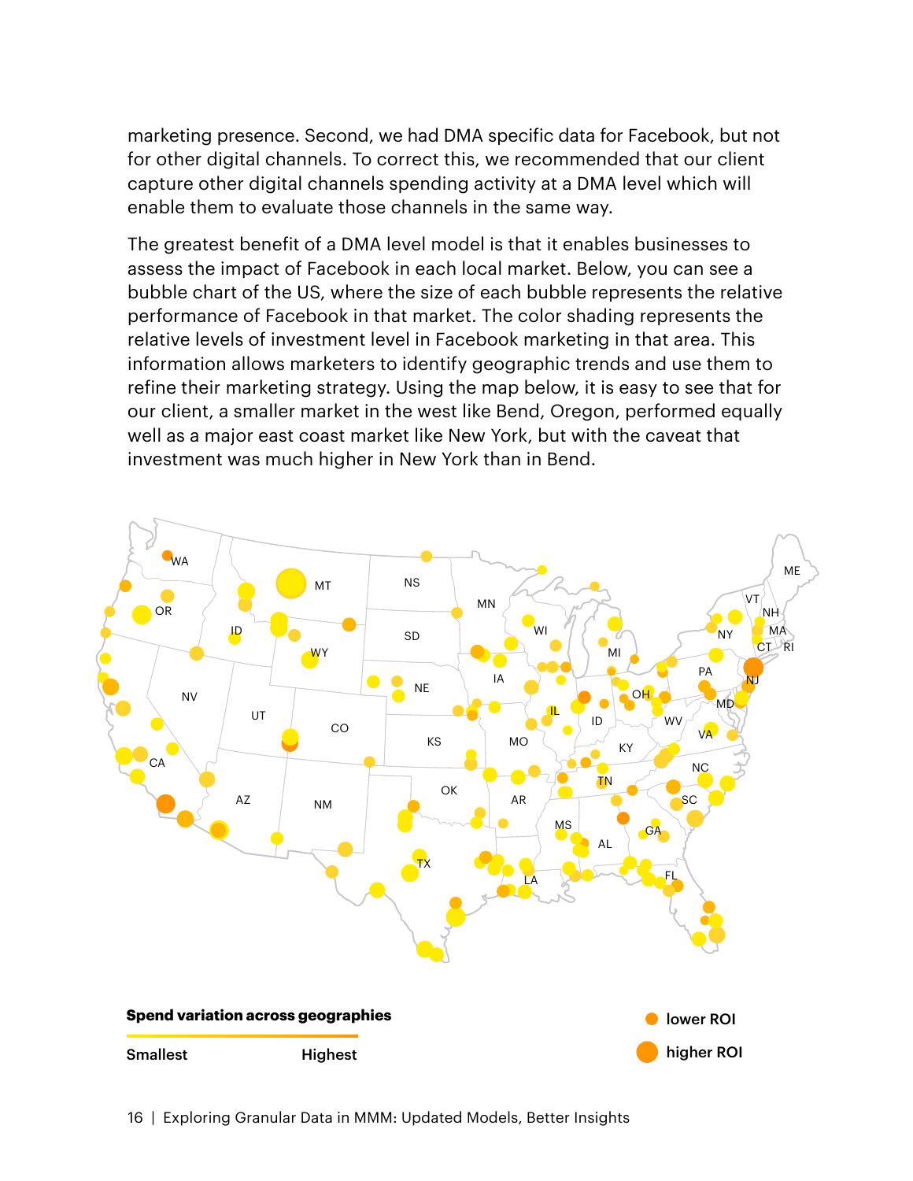marketing presence. Second, we had DMA specific data for Facebook, but not for other digital channels. To correct this, we recommended that our client capture other digital channels spending activity at a DMA level which will enable them to evaluate those channels in the same way.

The greatest benefit of a DMA level model is that it enables businesses to assess the impact of Facebook in each local market. Below, you can see a bubble chart of the US, where the size of each bubble represents the relative performance of Facebook in that market. The color shading represents the relative levels of investment level in Facebook marketing in that area. This information allows marketers to identify geographic trends and use them to refine their marketing strategy. Using the map below, it is easy to see that for our client, a smaller market in the west like Bend, Oregon, performed equally well as a major east coast market like New York, but with the caveat that investment was much higher in New York than in Bend.

**Spend variation across geographies**

Smallest — Highest

lower ROI

higher ROI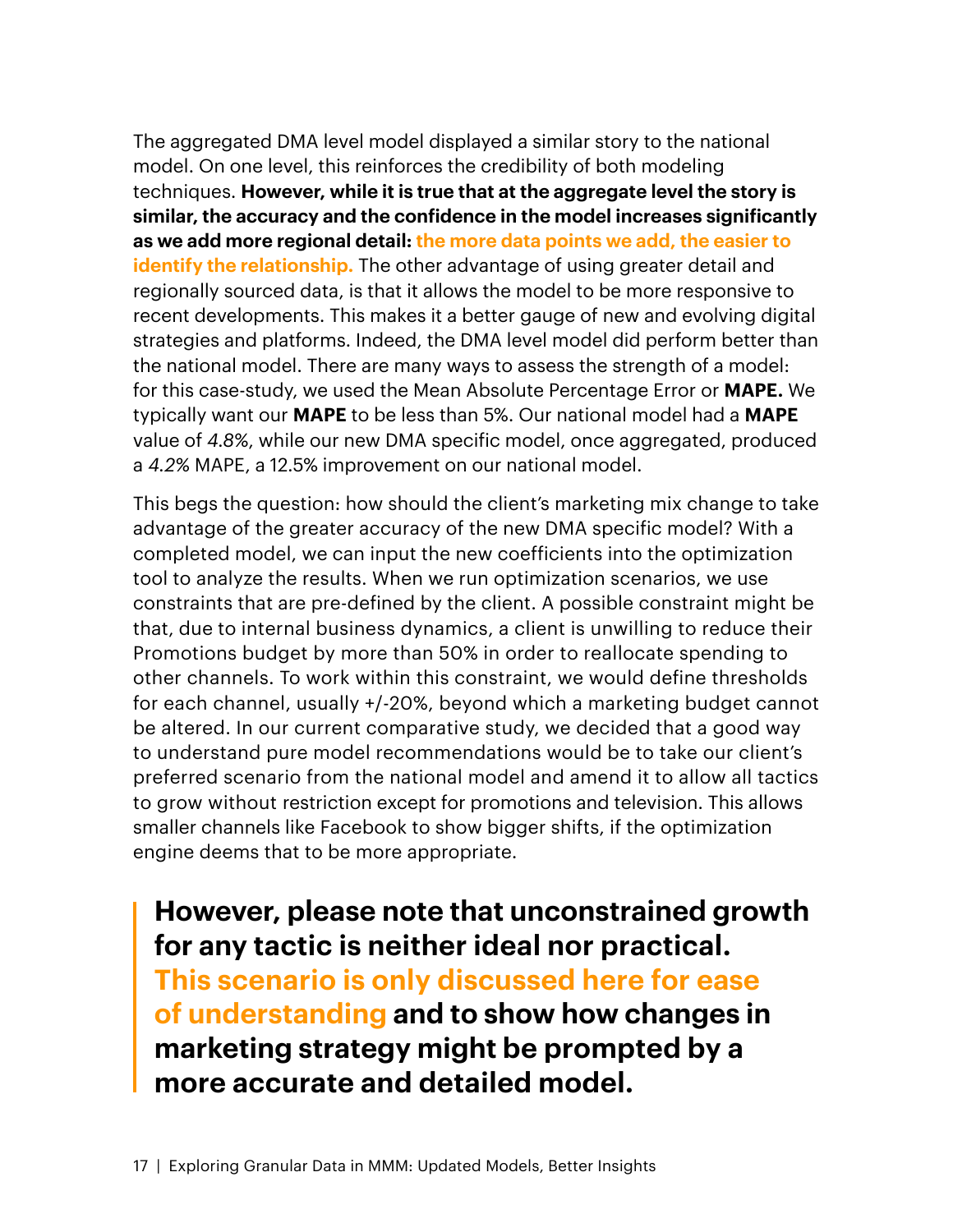The aggregated DMA level model displayed a similar story to the national model. On one level, this reinforces the credibility of both modeling techniques. **However, while it is true that at the aggregate level the story is similar, the accuracy and the confidence in the model increases significantly as we add more regional detail: the more data points we add, the easier to identify the relationship.** The other advantage of using greater detail and regionally sourced data, is that it allows the model to be more responsive to recent developments. This makes it a better gauge of new and evolving digital strategies and platforms. Indeed, the DMA level model did perform better than the national model. There are many ways to assess the strength of a model: for this case-study, we used the Mean Absolute Percentage Error or **MAPE.** We typically want our **MAPE** to be less than 5%. Our national model had a **MAPE** value of *4.8%*, while our new DMA specific model, once aggregated, produced a *4.2%* MAPE, a 12.5% improvement on our national model.

This begs the question: how should the client's marketing mix change to take advantage of the greater accuracy of the new DMA specific model? With a completed model, we can input the new coefficients into the optimization tool to analyze the results. When we run optimization scenarios, we use constraints that are pre-defined by the client. A possible constraint might be that, due to internal business dynamics, a client is unwilling to reduce their Promotions budget by more than 50% in order to reallocate spending to other channels. To work within this constraint, we would define thresholds for each channel, usually +/-20%, beyond which a marketing budget cannot be altered. In our current comparative study, we decided that a good way to understand pure model recommendations would be to take our client's preferred scenario from the national model and amend it to allow all tactics to grow without restriction except for promotions and television. This allows smaller channels like Facebook to show bigger shifts, if the optimization engine deems that to be more appropriate.

> **However, please note that unconstrained growth for any tactic is neither ideal nor practical. This scenario is only discussed here for ease of understanding and to show how changes in marketing strategy might be prompted by a more accurate and detailed model.**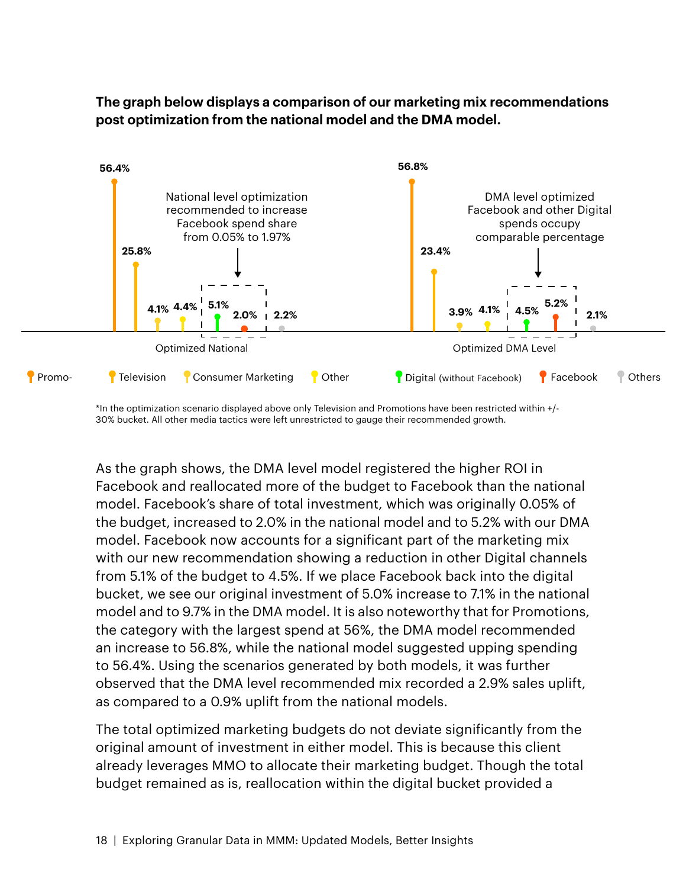**The graph below displays a comparison of our marketing mix recommendations post optimization from the national model and the DMA model.**

| | Promo- | Television | Consumer Marketing | Other | Digital (without Facebook) | Facebook | Others |
|---|---|---|---|---|---|---|---|
| Optimized National | 56.4% | 25.8% | 4.1% | 4.4% | 5.1% | 2.0% | 2.2% |
| Optimized DMA Level | 56.8% | 23.4% | 3.9% | 4.1% | 4.5% | 5.2% | 2.1% |

National level optimization recommended to increase Facebook spend share from 0.05% to 1.97%

DMA level optimized Facebook and other Digital spends occupy comparable percentage

*In the optimization scenario displayed above only Television and Promotions have been restricted within +/- 30% bucket. All other media tactics were left unrestricted to gauge their recommended growth.

As the graph shows, the DMA level model registered the higher ROI in Facebook and reallocated more of the budget to Facebook than the national model. Facebook's share of total investment, which was originally 0.05% of the budget, increased to 2.0% in the national model and to 5.2% with our DMA model. Facebook now accounts for a significant part of the marketing mix with our new recommendation showing a reduction in other Digital channels from 5.1% of the budget to 4.5%. If we place Facebook back into the digital bucket, we see our original investment of 5.0% increase to 7.1% in the national model and to 9.7% in the DMA model. It is also noteworthy that for Promotions, the category with the largest spend at 56%, the DMA model recommended an increase to 56.8%, while the national model suggested upping spending to 56.4%. Using the scenarios generated by both models, it was further observed that the DMA level recommended mix recorded a 2.9% sales uplift, as compared to a 0.9% uplift from the national models.

The total optimized marketing budgets do not deviate significantly from the original amount of investment in either model. This is because this client already leverages MMO to allocate their marketing budget. Though the total budget remained as is, reallocation within the digital bucket provided a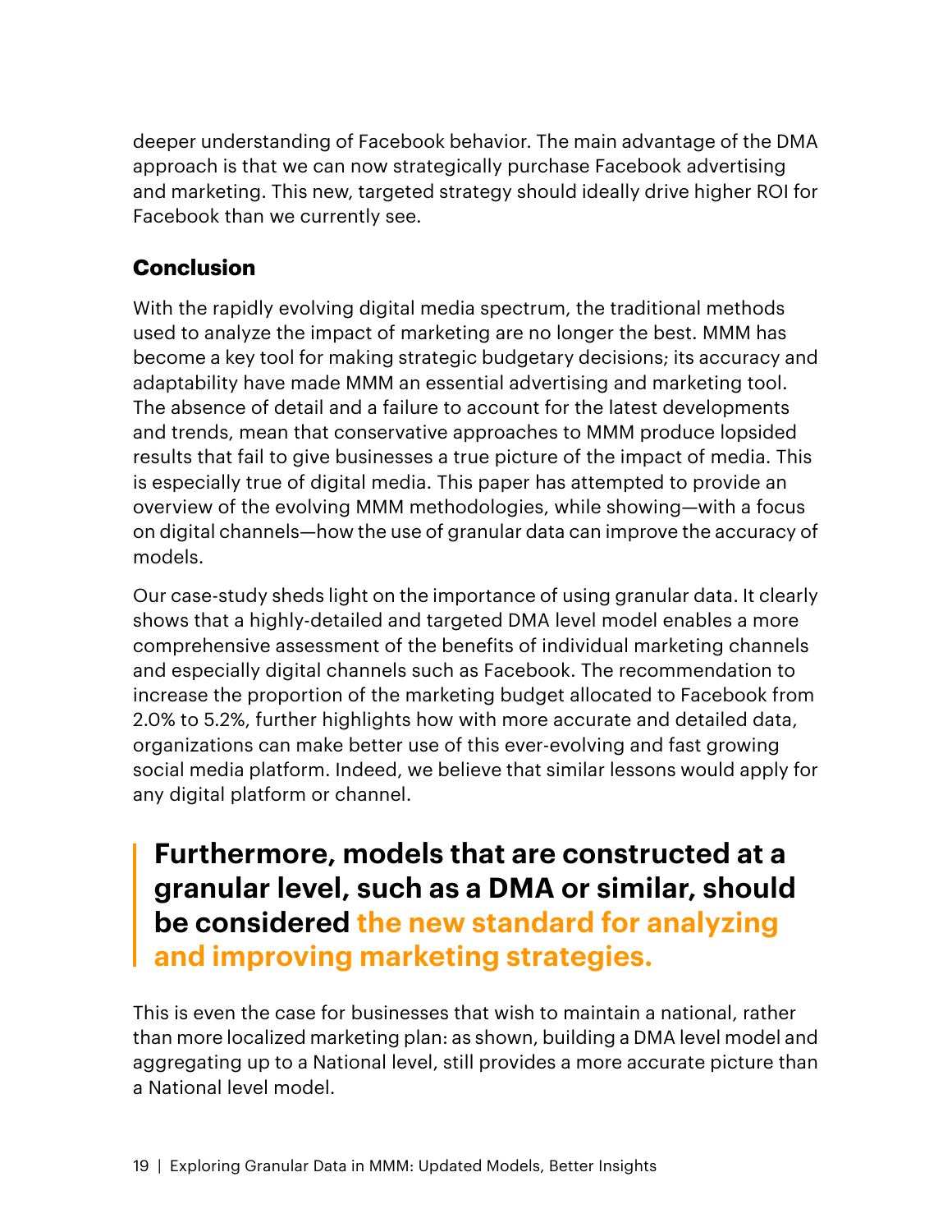deeper understanding of Facebook behavior. The main advantage of the DMA approach is that we can now strategically purchase Facebook advertising and marketing. This new, targeted strategy should ideally drive higher ROI for Facebook than we currently see.

## Conclusion

With the rapidly evolving digital media spectrum, the traditional methods used to analyze the impact of marketing are no longer the best. MMM has become a key tool for making strategic budgetary decisions; its accuracy and adaptability have made MMM an essential advertising and marketing tool. The absence of detail and a failure to account for the latest developments and trends, mean that conservative approaches to MMM produce lopsided results that fail to give businesses a true picture of the impact of media. This is especially true of digital media. This paper has attempted to provide an overview of the evolving MMM methodologies, while showing—with a focus on digital channels—how the use of granular data can improve the accuracy of models.

Our case-study sheds light on the importance of using granular data. It clearly shows that a highly-detailed and targeted DMA level model enables a more comprehensive assessment of the benefits of individual marketing channels and especially digital channels such as Facebook. The recommendation to increase the proportion of the marketing budget allocated to Facebook from 2.0% to 5.2%, further highlights how with more accurate and detailed data, organizations can make better use of this ever-evolving and fast growing social media platform. Indeed, we believe that similar lessons would apply for any digital platform or channel.

> **Furthermore, models that are constructed at a granular level, such as a DMA or similar, should be considered the new standard for analyzing and improving marketing strategies.**

This is even the case for businesses that wish to maintain a national, rather than more localized marketing plan: as shown, building a DMA level model and aggregating up to a National level, still provides a more accurate picture than a National level model.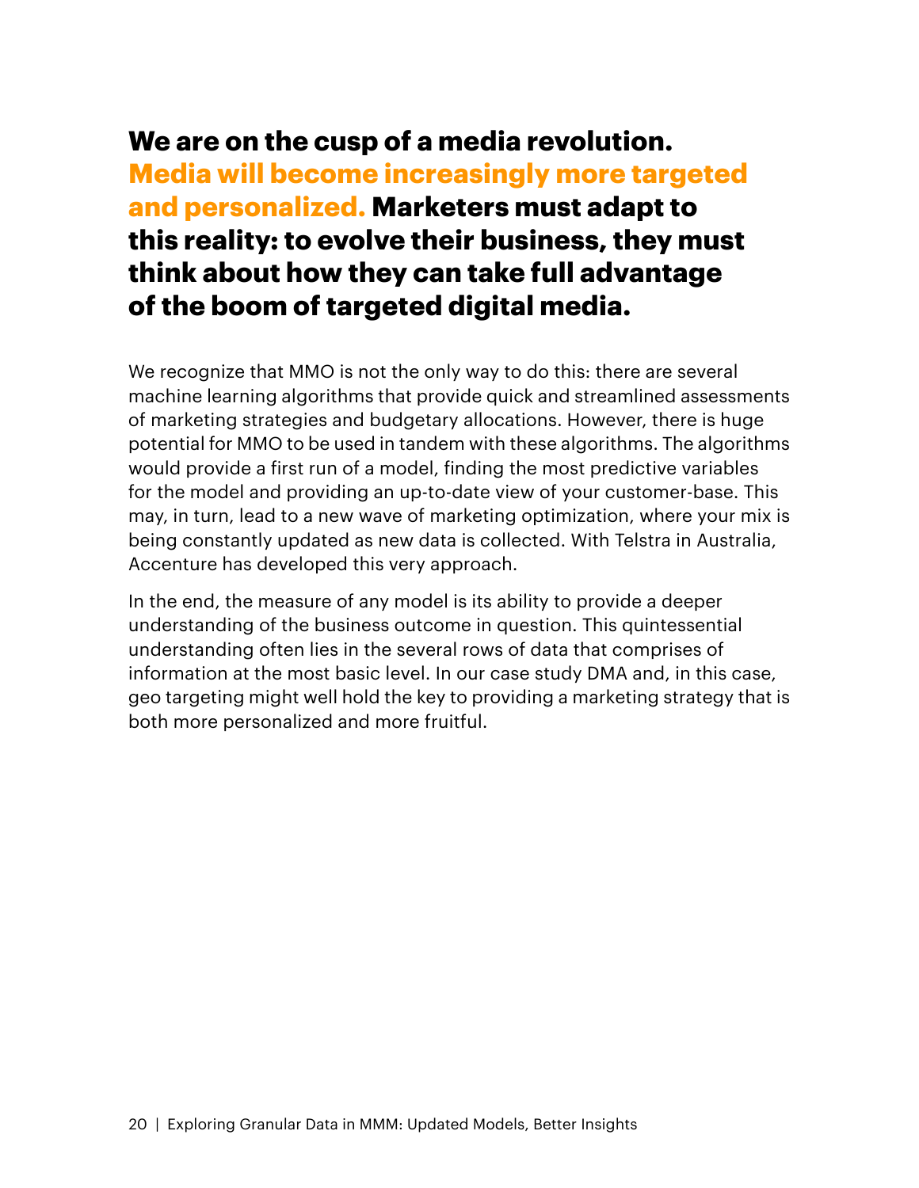**We are on the cusp of a media revolution. Media will become increasingly more targeted and personalized. Marketers must adapt to this reality: to evolve their business, they must think about how they can take full advantage of the boom of targeted digital media.**

We recognize that MMO is not the only way to do this: there are several machine learning algorithms that provide quick and streamlined assessments of marketing strategies and budgetary allocations. However, there is huge potential for MMO to be used in tandem with these algorithms. The algorithms would provide a first run of a model, finding the most predictive variables for the model and providing an up-to-date view of your customer-base. This may, in turn, lead to a new wave of marketing optimization, where your mix is being constantly updated as new data is collected. With Telstra in Australia, Accenture has developed this very approach.

In the end, the measure of any model is its ability to provide a deeper understanding of the business outcome in question. This quintessential understanding often lies in the several rows of data that comprises of information at the most basic level. In our case study DMA and, in this case, geo targeting might well hold the key to providing a marketing strategy that is both more personalized and more fruitful.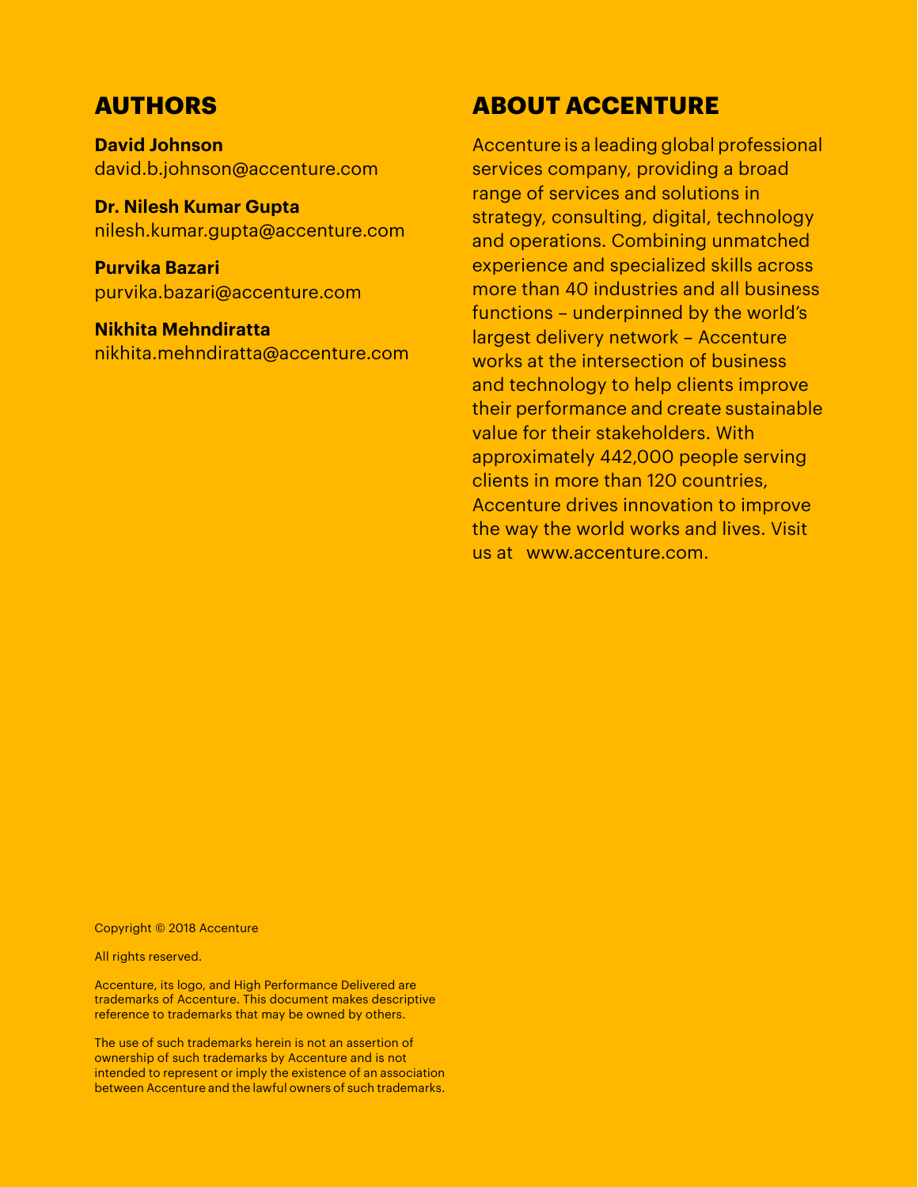## AUTHORS

**David Johnson**
david.b.johnson@accenture.com

**Dr. Nilesh Kumar Gupta**
nilesh.kumar.gupta@accenture.com

**Purvika Bazari**
purvika.bazari@accenture.com

**Nikhita Mehndiratta**
nikhita.mehndiratta@accenture.com

## ABOUT ACCENTURE

Accenture is a leading global professional services company, providing a broad range of services and solutions in strategy, consulting, digital, technology and operations. Combining unmatched experience and specialized skills across more than 40 industries and all business functions – underpinned by the world's largest delivery network – Accenture works at the intersection of business and technology to help clients improve their performance and create sustainable value for their stakeholders. With approximately 442,000 people serving clients in more than 120 countries, Accenture drives innovation to improve the way the world works and lives. Visit us at www.accenture.com.

Copyright © 2018 Accenture

All rights reserved.

Accenture, its logo, and High Performance Delivered are trademarks of Accenture. This document makes descriptive reference to trademarks that may be owned by others.

The use of such trademarks herein is not an assertion of ownership of such trademarks by Accenture and is not intended to represent or imply the existence of an association between Accenture and the lawful owners of such trademarks.